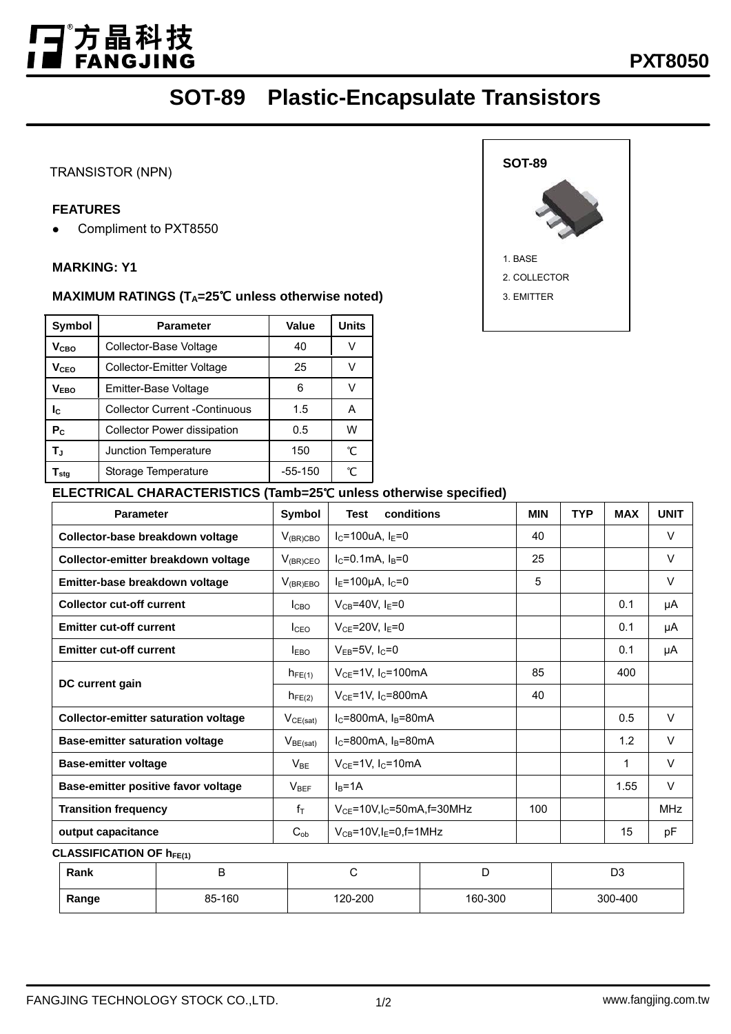方晶科技 FANGJING

PXT8050

# SOT-89 Plastic-Encapsulate Transistors

TRANSISTOR (NPN)

**FEATURES**

- Compliment to PXT8550

**MARKING: Y1**

**SOT-89**

1. BASE
2. COLLECTOR
3. EMITTER

### MAXIMUM RATINGS ($T_A$=25℃ unless otherwise noted)

| Symbol | Parameter | Value | Units |
|---|---|---|---|
| $V_{CBO}$ | Collector-Base Voltage | 40 | V |
| $V_{CEO}$ | Collector-Emitter Voltage | 25 | V |
| $V_{EBO}$ | Emitter-Base Voltage | 6 | V |
| $I_C$ | Collector Current -Continuous | 1.5 | A |
| $P_C$ | Collector Power dissipation | 0.5 | W |
| $T_J$ | Junction Temperature | 150 | ℃ |
| $T_{stg}$ | Storage Temperature | -55-150 | ℃ |

### ELECTRICAL CHARACTERISTICS (Tamb=25℃ unless otherwise specified)

| Parameter | Symbol | Test conditions | MIN | TYP | MAX | UNIT |
|---|---|---|---|---|---|---|
| Collector-base breakdown voltage | $V_{(BR)CBO}$ | $I_C$=100uA, $I_E$=0 | 40 | | | V |
| Collector-emitter breakdown voltage | $V_{(BR)CEO}$ | $I_C$=0.1mA, $I_B$=0 | 25 | | | V |
| Emitter-base breakdown voltage | $V_{(BR)EBO}$ | $I_E$=100μA, $I_C$=0 | 5 | | | V |
| Collector cut-off current | $I_{CBO}$ | $V_{CB}$=40V, $I_E$=0 | | | 0.1 | μA |
| Emitter cut-off current | $I_{CEO}$ | $V_{CE}$=20V, $I_E$=0 | | | 0.1 | μA |
| Emitter cut-off current | $I_{EBO}$ | $V_{EB}$=5V, $I_C$=0 | | | 0.1 | μA |
| DC current gain | $h_{FE(1)}$ | $V_{CE}$=1V, $I_C$=100mA | 85 | | 400 | |
| | $h_{FE(2)}$ | $V_{CE}$=1V, $I_C$=800mA | 40 | | | |
| Collector-emitter saturation voltage | $V_{CE(sat)}$ | $I_C$=800mA, $I_B$=80mA | | | 0.5 | V |
| Base-emitter saturation voltage | $V_{BE(sat)}$ | $I_C$=800mA, $I_B$=80mA | | | 1.2 | V |
| Base-emitter voltage | $V_{BE}$ | $V_{CE}$=1V, $I_C$=10mA | | | 1 | V |
| Base-emitter positive favor voltage | $V_{BEF}$ | $I_B$=1A | | | 1.55 | V |
| Transition frequency | $f_T$ | $V_{CE}$=10V,$I_C$=50mA,f=30MHz | 100 | | | MHz |
| output capacitance | $C_{ob}$ | $V_{CB}$=10V,$I_E$=0,f=1MHz | | | 15 | pF |

**CLASSIFICATION OF $h_{FE(1)}$**

| Rank | B | C | D | D3 |
|---|---|---|---|---|
| Range | 85-160 | 120-200 | 160-300 | 300-400 |

FANGJING TECHNOLOGY STOCK CO.,LTD. www.fangjing.com.tw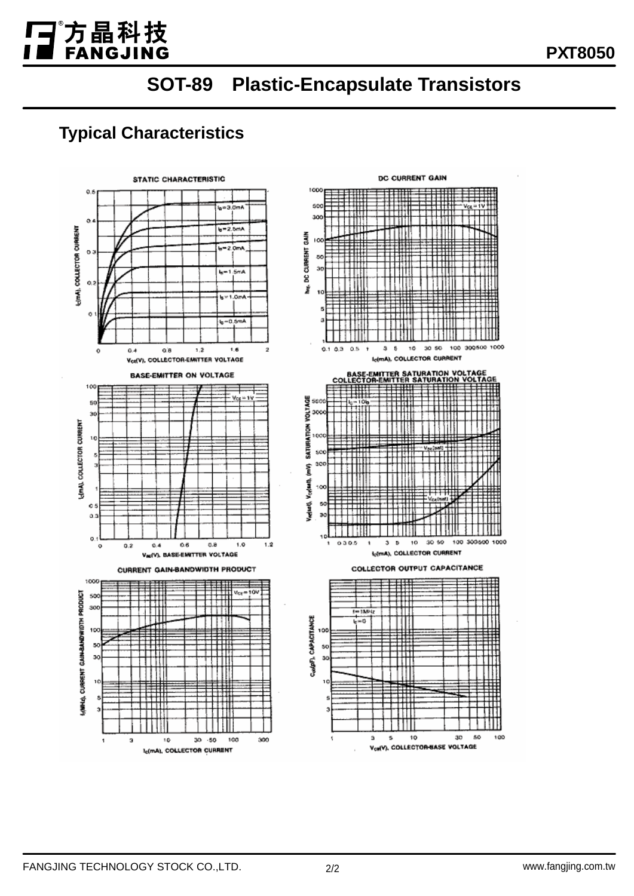# SOT-89 Plastic-Encapsulate Transistors

## Typical Characteristics

STATIC CHARACTERISTIC

$I_C$(mA), COLLECTOR CURRENT

$V_{CE}$(V), COLLECTOR-EMITTER VOLTAGE

$I_B$=3.0mA
$I_B$=2.5mA
$I_B$=2.0mA
$I_B$=1.5mA
$I_B$=1.0mA
$I_B$=0.5mA

0.5 0.4 0.3 0.2 0.1 0
0 0.4 0.8 1.2 1.6 2

DC CURRENT GAIN

$h_{FE}$, DC CURRENT GAIN

$I_C$(mA), COLLECTOR CURRENT

$V_{CE}$=1V

1000 500 300 100 50 30 10 5 3 1
0.1 0.3 0.5 1 3 5 10 30 50 100 300 500 1000

BASE-EMITTER ON VOLTAGE

$I_C$(mA), COLLECTOR CURRENT

$V_{BE}$(V), BASE-EMITTER VOLTAGE

$V_{CE}$=1V

100 50 30 10 5 3 1 0.5 0.3 0.1
0 0.2 0.4 0.6 0.8 1.0 1.2

BASE-EMITTER SATURATION VOLTAGE
COLLECTOR-EMITTER SATURATION VOLTAGE

$V_{BE}$(sat), $V_{CE}$(sat), (mV) SATURATION VOLTAGE

$I_C$(mA), COLLECTOR CURRENT

$I_C$=10$I_B$

$V_{BE}$(sat)
$V_{CE}$(sat)

5000 3000 1000 500 300 100 50 30 10
1 0.3 0.5 1 3 5 10 30 50 100 300 500 1000

CURRENT GAIN-BANDWIDTH PRODUCT

$f_T$(MHz), CURRENT GAIN-BANDWIDTH PRODUCT

$I_C$(mA), COLLECTOR CURRENT

$V_{CE}$=10V

1000 500 300 100 50 30 10 5 3
1 3 10 30 50 100 300

COLLECTOR OUTPUT CAPACITANCE

$C_{ob}$(pF), CAPACITANCE

$V_{CB}$(V), COLLECTOR-BASE VOLTAGE

f=1MHz
$I_E$=0

100 50 30 10 5 3
1 3 5 10 30 50 100